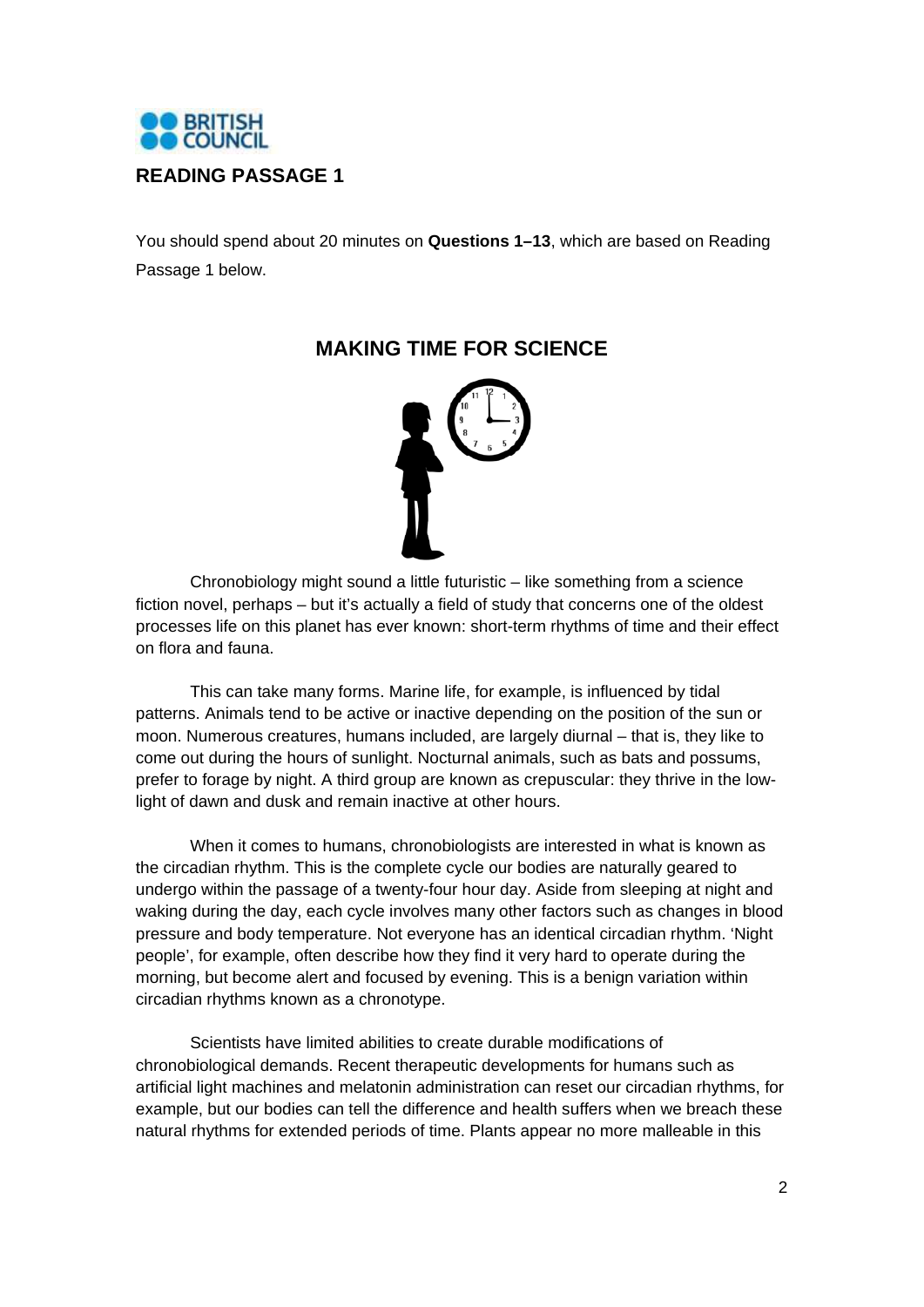BRITISH COUNCIL

## READING PASSAGE 1

You should spend about 20 minutes on **Questions 1–13**, which are based on Reading Passage 1 below.

### MAKING TIME FOR SCIENCE

Chronobiology might sound a little futuristic – like something from a science fiction novel, perhaps – but it's actually a field of study that concerns one of the oldest processes life on this planet has ever known: short-term rhythms of time and their effect on flora and fauna.

This can take many forms. Marine life, for example, is influenced by tidal patterns. Animals tend to be active or inactive depending on the position of the sun or moon. Numerous creatures, humans included, are largely diurnal – that is, they like to come out during the hours of sunlight. Nocturnal animals, such as bats and possums, prefer to forage by night. A third group are known as crepuscular: they thrive in the low-light of dawn and dusk and remain inactive at other hours.

When it comes to humans, chronobiologists are interested in what is known as the circadian rhythm. This is the complete cycle our bodies are naturally geared to undergo within the passage of a twenty-four hour day. Aside from sleeping at night and waking during the day, each cycle involves many other factors such as changes in blood pressure and body temperature. Not everyone has an identical circadian rhythm. 'Night people', for example, often describe how they find it very hard to operate during the morning, but become alert and focused by evening. This is a benign variation within circadian rhythms known as a chronotype.

Scientists have limited abilities to create durable modifications of chronobiological demands. Recent therapeutic developments for humans such as artificial light machines and melatonin administration can reset our circadian rhythms, for example, but our bodies can tell the difference and health suffers when we breach these natural rhythms for extended periods of time. Plants appear no more malleable in this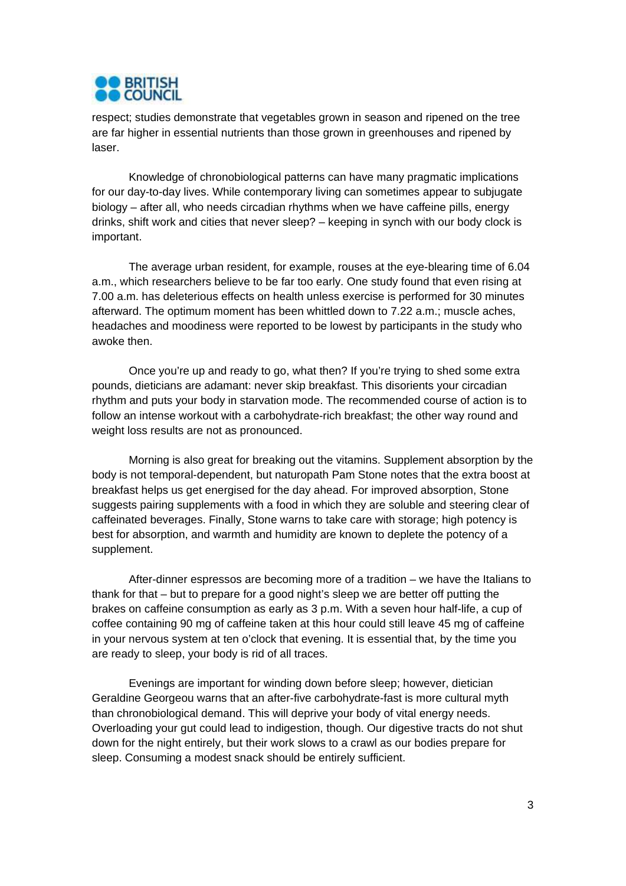respect; studies demonstrate that vegetables grown in season and ripened on the tree are far higher in essential nutrients than those grown in greenhouses and ripened by laser.

Knowledge of chronobiological patterns can have many pragmatic implications for our day-to-day lives. While contemporary living can sometimes appear to subjugate biology – after all, who needs circadian rhythms when we have caffeine pills, energy drinks, shift work and cities that never sleep? – keeping in synch with our body clock is important.

The average urban resident, for example, rouses at the eye-blearing time of 6.04 a.m., which researchers believe to be far too early. One study found that even rising at 7.00 a.m. has deleterious effects on health unless exercise is performed for 30 minutes afterward. The optimum moment has been whittled down to 7.22 a.m.; muscle aches, headaches and moodiness were reported to be lowest by participants in the study who awoke then.

Once you're up and ready to go, what then? If you're trying to shed some extra pounds, dieticians are adamant: never skip breakfast. This disorients your circadian rhythm and puts your body in starvation mode. The recommended course of action is to follow an intense workout with a carbohydrate-rich breakfast; the other way round and weight loss results are not as pronounced.

Morning is also great for breaking out the vitamins. Supplement absorption by the body is not temporal-dependent, but naturopath Pam Stone notes that the extra boost at breakfast helps us get energised for the day ahead. For improved absorption, Stone suggests pairing supplements with a food in which they are soluble and steering clear of caffeinated beverages. Finally, Stone warns to take care with storage; high potency is best for absorption, and warmth and humidity are known to deplete the potency of a supplement.

After-dinner espressos are becoming more of a tradition – we have the Italians to thank for that – but to prepare for a good night's sleep we are better off putting the brakes on caffeine consumption as early as 3 p.m. With a seven hour half-life, a cup of coffee containing 90 mg of caffeine taken at this hour could still leave 45 mg of caffeine in your nervous system at ten o'clock that evening. It is essential that, by the time you are ready to sleep, your body is rid of all traces.

Evenings are important for winding down before sleep; however, dietician Geraldine Georgeou warns that an after-five carbohydrate-fast is more cultural myth than chronobiological demand. This will deprive your body of vital energy needs. Overloading your gut could lead to indigestion, though. Our digestive tracts do not shut down for the night entirely, but their work slows to a crawl as our bodies prepare for sleep. Consuming a modest snack should be entirely sufficient.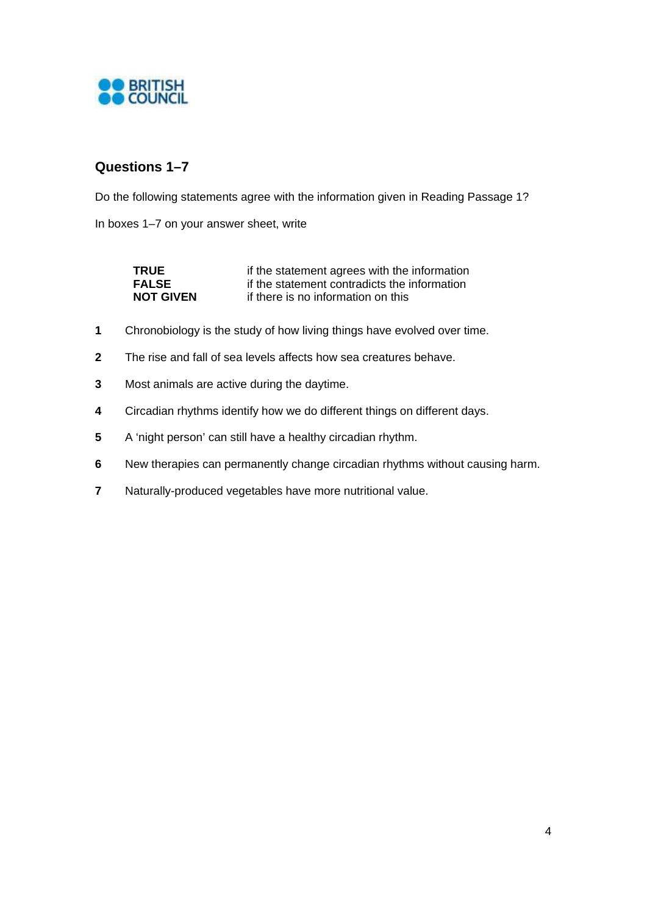## Questions 1–7

Do the following statements agree with the information given in Reading Passage 1?

In boxes 1–7 on your answer sheet, write

| | |
|---|---|
| **TRUE** | if the statement agrees with the information |
| **FALSE** | if the statement contradicts the information |
| **NOT GIVEN** | if there is no information on this |

1. Chronobiology is the study of how living things have evolved over time.
2. The rise and fall of sea levels affects how sea creatures behave.
3. Most animals are active during the daytime.
4. Circadian rhythms identify how we do different things on different days.
5. A 'night person' can still have a healthy circadian rhythm.
6. New therapies can permanently change circadian rhythms without causing harm.
7. Naturally-produced vegetables have more nutritional value.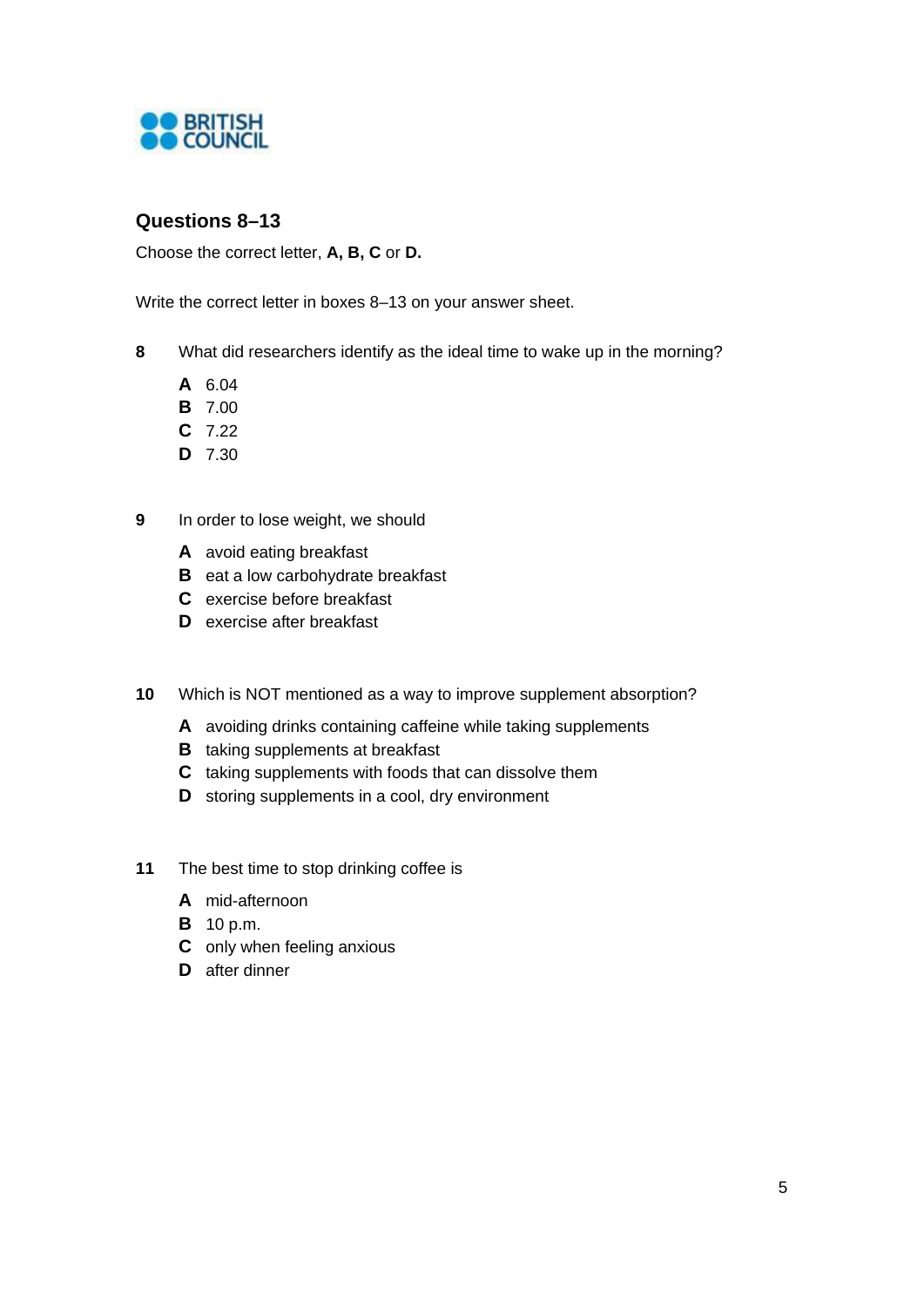## Questions 8–13

Choose the correct letter, **A, B, C** or **D.**

Write the correct letter in boxes 8–13 on your answer sheet.

**8** What did researchers identify as the ideal time to wake up in the morning?

- **A** 6.04
- **B** 7.00
- **C** 7.22
- **D** 7.30

**9** In order to lose weight, we should

- **A** avoid eating breakfast
- **B** eat a low carbohydrate breakfast
- **C** exercise before breakfast
- **D** exercise after breakfast

**10** Which is NOT mentioned as a way to improve supplement absorption?

- **A** avoiding drinks containing caffeine while taking supplements
- **B** taking supplements at breakfast
- **C** taking supplements with foods that can dissolve them
- **D** storing supplements in a cool, dry environment

**11** The best time to stop drinking coffee is

- **A** mid-afternoon
- **B** 10 p.m.
- **C** only when feeling anxious
- **D** after dinner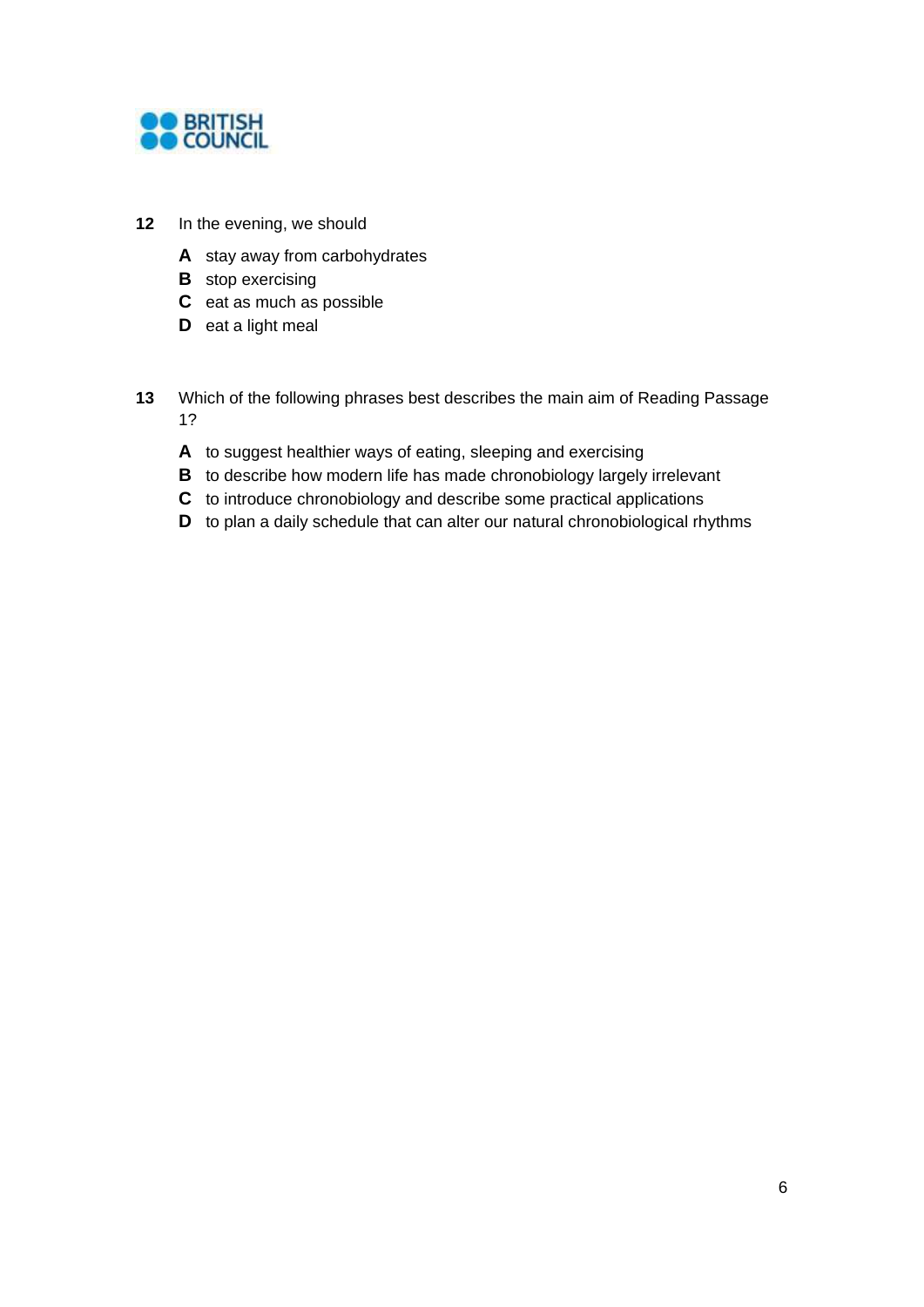**12** In the evening, we should

**A** stay away from carbohydrates
**B** stop exercising
**C** eat as much as possible
**D** eat a light meal

**13** Which of the following phrases best describes the main aim of Reading Passage 1?

**A** to suggest healthier ways of eating, sleeping and exercising
**B** to describe how modern life has made chronobiology largely irrelevant
**C** to introduce chronobiology and describe some practical applications
**D** to plan a daily schedule that can alter our natural chronobiological rhythms